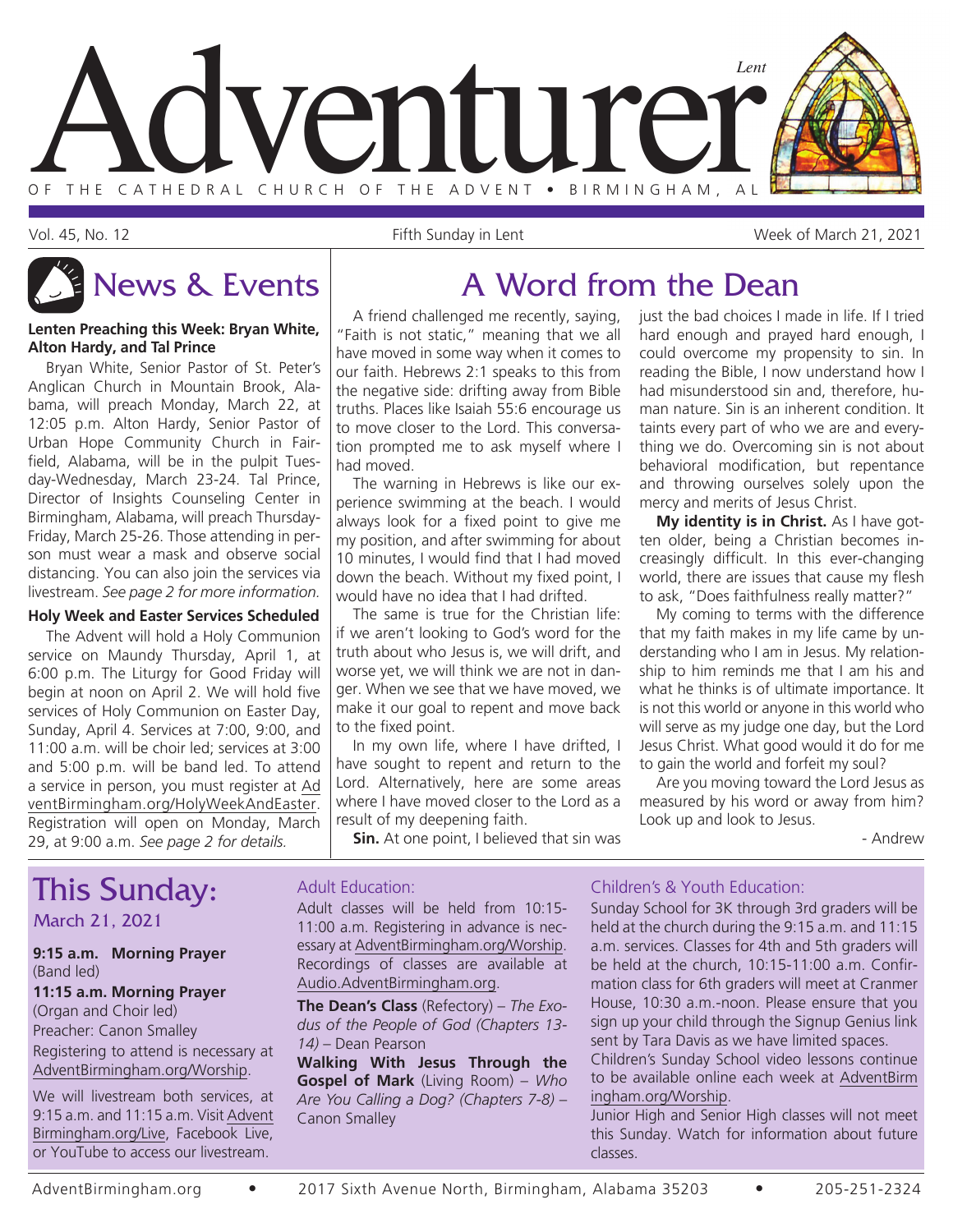# Adventurer

*Lent*

OF THE CATHEDRAL CHURCH OF THE ADVENT • BIRMINGHAM, AL

Vol. 45, No. 12 — Fifth Sunday in Lent — Week of March 21, 2021

## News & Events

**Lenten Preaching this Week: Bryan White, Alton Hardy, and Tal Prince**

Bryan White, Senior Pastor of St. Peter's Anglican Church in Mountain Brook, Alabama, will preach Monday, March 22, at 12:05 p.m. Alton Hardy, Senior Pastor of Urban Hope Community Church in Fairfield, Alabama, will be in the pulpit Tuesday-Wednesday, March 23-24. Tal Prince, Director of Insights Counseling Center in Birmingham, Alabama, will preach Thursday-Friday, March 25-26. Those attending in person must wear a mask and observe social distancing. You can also join the services via livestream. *See page 2 for more information.*

**Holy Week and Easter Services Scheduled**

The Advent will hold a Holy Communion service on Maundy Thursday, April 1, at 6:00 p.m. The Liturgy for Good Friday will begin at noon on April 2. We will hold five services of Holy Communion on Easter Day, Sunday, April 4. Services at 7:00, 9:00, and 11:00 a.m. will be choir led; services at 3:00 and 5:00 p.m. will be band led. To attend a service in person, you must register at AdventBirmingham.org/HolyWeekAndEaster. Registration will open on Monday, March 29, at 9:00 a.m. *See page 2 for details.*

## A Word from the Dean

A friend challenged me recently, saying, "Faith is not static," meaning that we all have moved in some way when it comes to our faith. Hebrews 2:1 speaks to this from the negative side: drifting away from Bible truths. Places like Isaiah 55:6 encourage us to move closer to the Lord. This conversation prompted me to ask myself where I had moved.

The warning in Hebrews is like our experience swimming at the beach. I would always look for a fixed point to give me my position, and after swimming for about 10 minutes, I would find that I had moved down the beach. Without my fixed point, I would have no idea that I had drifted.

The same is true for the Christian life: if we aren't looking to God's word for the truth about who Jesus is, we will drift, and worse yet, we will think we are not in danger. When we see that we have moved, we make it our goal to repent and move back to the fixed point.

In my own life, where I have drifted, I have sought to repent and return to the Lord. Alternatively, here are some areas where I have moved closer to the Lord as a result of my deepening faith.

**Sin.** At one point, I believed that sin was just the bad choices I made in life. If I tried hard enough and prayed hard enough, I could overcome my propensity to sin. In reading the Bible, I now understand how I had misunderstood sin and, therefore, human nature. Sin is an inherent condition. It taints every part of who we are and everything we do. Overcoming sin is not about behavioral modification, but repentance and throwing ourselves solely upon the mercy and merits of Jesus Christ.

**My identity is in Christ.** As I have gotten older, being a Christian becomes increasingly difficult. In this ever-changing world, there are issues that cause my flesh to ask, "Does faithfulness really matter?"

My coming to terms with the difference that my faith makes in my life came by understanding who I am in Jesus. My relationship to him reminds me that I am his and what he thinks is of ultimate importance. It is not this world or anyone in this world who will serve as my judge one day, but the Lord Jesus Christ. What good would it do for me to gain the world and forfeit my soul?

Are you moving toward the Lord Jesus as measured by his word or away from him? Look up and look to Jesus.

- Andrew

## This Sunday:

### March 21, 2021

**9:15 a.m. Morning Prayer**
(Band led)

**11:15 a.m. Morning Prayer**
(Organ and Choir led)
Preacher: Canon Smalley
Registering to attend is necessary at AdventBirmingham.org/Worship.

We will livestream both services, at 9:15 a.m. and 11:15 a.m. Visit AdventBirmingham.org/Live, Facebook Live, or YouTube to access our livestream.

### Adult Education:

Adult classes will be held from 10:15-11:00 a.m. Registering in advance is necessary at AdventBirmingham.org/Worship. Recordings of classes are available at Audio.AdventBirmingham.org.

**The Dean's Class** (Refectory) – *The Exodus of the People of God (Chapters 13-14)* – Dean Pearson

**Walking With Jesus Through the Gospel of Mark** (Living Room) – *Who Are You Calling a Dog? (Chapters 7-8)* – Canon Smalley

### Children's & Youth Education:

Sunday School for 3K through 3rd graders will be held at the church during the 9:15 a.m. and 11:15 a.m. services. Classes for 4th and 5th graders will be held at the church, 10:15-11:00 a.m. Confirmation class for 6th graders will meet at Cranmer House, 10:30 a.m.-noon. Please ensure that you sign up your child through the Signup Genius link sent by Tara Davis as we have limited spaces.

Children's Sunday School video lessons continue to be available online each week at AdventBirmingham.org/Worship.

Junior High and Senior High classes will not meet this Sunday. Watch for information about future classes.

AdventBirmingham.org • 2017 Sixth Avenue North, Birmingham, Alabama 35203 • 205-251-2324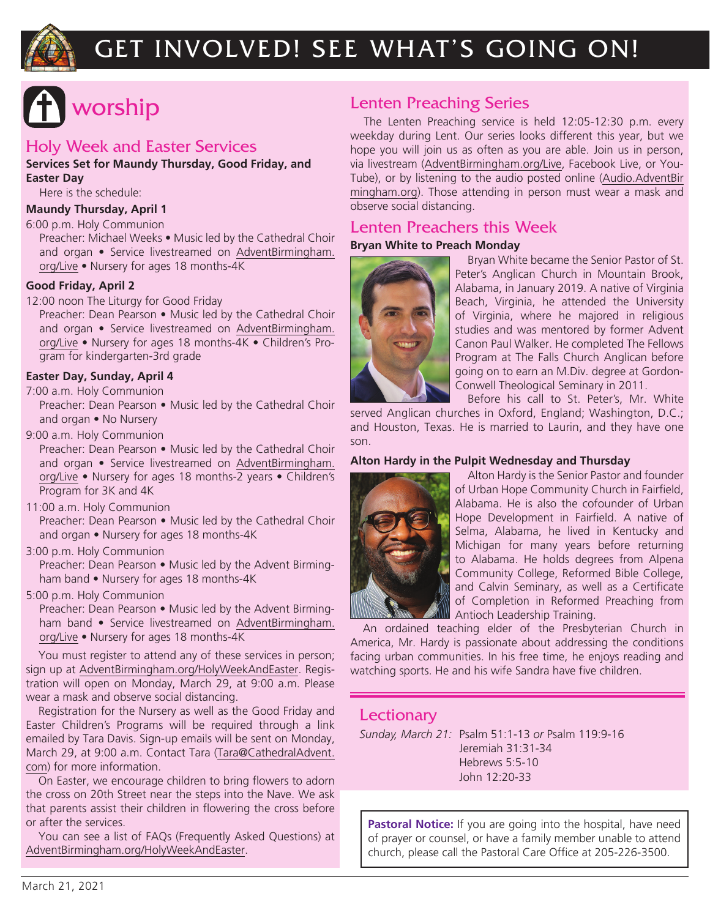# GET INVOLVED! SEE WHAT'S GOING ON!

## worship

### Holy Week and Easter Services

**Services Set for Maundy Thursday, Good Friday, and Easter Day**

Here is the schedule:

**Maundy Thursday, April 1**

6:00 p.m. Holy Communion
Preacher: Michael Weeks • Music led by the Cathedral Choir and organ • Service livestreamed on AdventBirmingham.org/Live • Nursery for ages 18 months-4K

**Good Friday, April 2**

12:00 noon The Liturgy for Good Friday
Preacher: Dean Pearson • Music led by the Cathedral Choir and organ • Service livestreamed on AdventBirmingham.org/Live • Nursery for ages 18 months-4K • Children's Program for kindergarten-3rd grade

**Easter Day, Sunday, April 4**

7:00 a.m. Holy Communion
Preacher: Dean Pearson • Music led by the Cathedral Choir and organ • No Nursery

9:00 a.m. Holy Communion
Preacher: Dean Pearson • Music led by the Cathedral Choir and organ • Service livestreamed on AdventBirmingham.org/Live • Nursery for ages 18 months-2 years • Children's Program for 3K and 4K

11:00 a.m. Holy Communion
Preacher: Dean Pearson • Music led by the Cathedral Choir and organ • Nursery for ages 18 months-4K

3:00 p.m. Holy Communion
Preacher: Dean Pearson • Music led by the Advent Birmingham band • Nursery for ages 18 months-4K

5:00 p.m. Holy Communion
Preacher: Dean Pearson • Music led by the Advent Birmingham band • Service livestreamed on AdventBirmingham.org/Live • Nursery for ages 18 months-4K

You must register to attend any of these services in person; sign up at AdventBirmingham.org/HolyWeekAndEaster. Registration will open on Monday, March 29, at 9:00 a.m. Please wear a mask and observe social distancing.

Registration for the Nursery as well as the Good Friday and Easter Children's Programs will be required through a link emailed by Tara Davis. Sign-up emails will be sent on Monday, March 29, at 9:00 a.m. Contact Tara (Tara@CathedralAdvent.com) for more information.

On Easter, we encourage children to bring flowers to adorn the cross on 20th Street near the steps into the Nave. We ask that parents assist their children in flowering the cross before or after the services.

You can see a list of FAQs (Frequently Asked Questions) at AdventBirmingham.org/HolyWeekAndEaster.

### Lenten Preaching Series

The Lenten Preaching service is held 12:05-12:30 p.m. every weekday during Lent. Our series looks different this year, but we hope you will join us as often as you are able. Join us in person, via livestream (AdventBirmingham.org/Live, Facebook Live, or YouTube), or by listening to the audio posted online (Audio.AdventBirmingham.org). Those attending in person must wear a mask and observe social distancing.

### Lenten Preachers this Week

**Bryan White to Preach Monday**

Bryan White became the Senior Pastor of St. Peter's Anglican Church in Mountain Brook, Alabama, in January 2019. A native of Virginia Beach, Virginia, he attended the University of Virginia, where he majored in religious studies and was mentored by former Advent Canon Paul Walker. He completed The Fellows Program at The Falls Church Anglican before going on to earn an M.Div. degree at Gordon-Conwell Theological Seminary in 2011.

Before his call to St. Peter's, Mr. White served Anglican churches in Oxford, England; Washington, D.C.; and Houston, Texas. He is married to Laurin, and they have one son.

**Alton Hardy in the Pulpit Wednesday and Thursday**

Alton Hardy is the Senior Pastor and founder of Urban Hope Community Church in Fairfield, Alabama. He is also the cofounder of Urban Hope Development in Fairfield. A native of Selma, Alabama, he lived in Kentucky and Michigan for many years before returning to Alabama. He holds degrees from Alpena Community College, Reformed Bible College, and Calvin Seminary, as well as a Certificate of Completion in Reformed Preaching from Antioch Leadership Training.

An ordained teaching elder of the Presbyterian Church in America, Mr. Hardy is passionate about addressing the conditions facing urban communities. In his free time, he enjoys reading and watching sports. He and his wife Sandra have five children.

### Lectionary

*Sunday, March 21:* Psalm 51:1-13 *or* Psalm 119:9-16
Jeremiah 31:31-34
Hebrews 5:5-10
John 12:20-33

**Pastoral Notice:** If you are going into the hospital, have need of prayer or counsel, or have a family member unable to attend church, please call the Pastoral Care Office at 205-226-3500.

March 21, 2021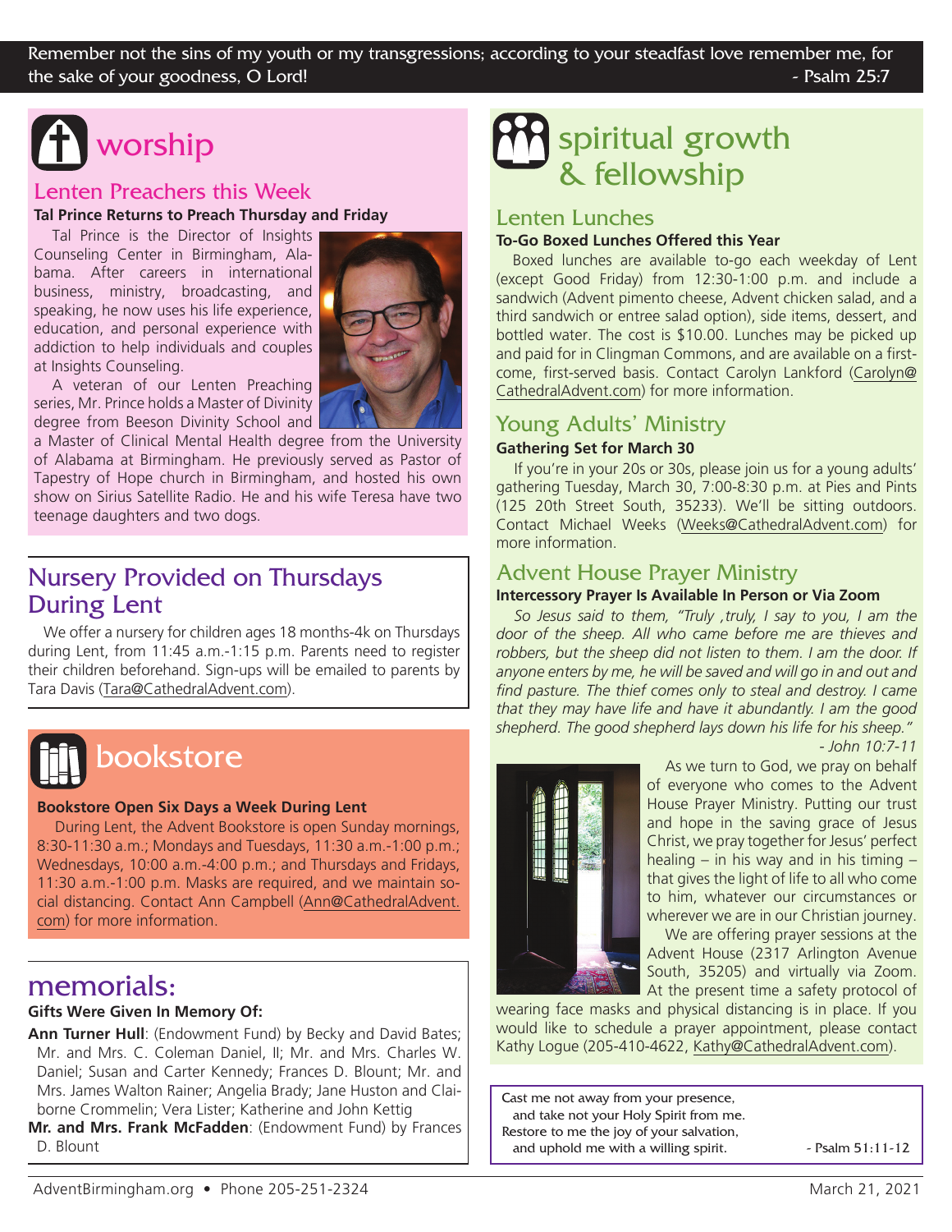Remember not the sins of my youth or my transgressions; according to your steadfast love remember me, for the sake of your goodness, O Lord! - Psalm 25:7

# worship

## Lenten Preachers this Week

**Tal Prince Returns to Preach Thursday and Friday**

Tal Prince is the Director of Insights Counseling Center in Birmingham, Alabama. After careers in international business, ministry, broadcasting, and speaking, he now uses his life experience, education, and personal experience with addiction to help individuals and couples at Insights Counseling.

A veteran of our Lenten Preaching series, Mr. Prince holds a Master of Divinity degree from Beeson Divinity School and a Master of Clinical Mental Health degree from the University of Alabama at Birmingham. He previously served as Pastor of Tapestry of Hope church in Birmingham, and hosted his own show on Sirius Satellite Radio. He and his wife Teresa have two teenage daughters and two dogs.

## Nursery Provided on Thursdays During Lent

We offer a nursery for children ages 18 months-4k on Thursdays during Lent, from 11:45 a.m.-1:15 p.m. Parents need to register their children beforehand. Sign-ups will be emailed to parents by Tara Davis (Tara@CathedralAdvent.com).

# bookstore

**Bookstore Open Six Days a Week During Lent**

During Lent, the Advent Bookstore is open Sunday mornings, 8:30-11:30 a.m.; Mondays and Tuesdays, 11:30 a.m.-1:00 p.m.; Wednesdays, 10:00 a.m.-4:00 p.m.; and Thursdays and Fridays, 11:30 a.m.-1:00 p.m. Masks are required, and we maintain social distancing. Contact Ann Campbell (Ann@CathedralAdvent.com) for more information.

# memorials:

**Gifts Were Given In Memory Of:**

**Ann Turner Hull**: (Endowment Fund) by Becky and David Bates; Mr. and Mrs. C. Coleman Daniel, II; Mr. and Mrs. Charles W. Daniel; Susan and Carter Kennedy; Frances D. Blount; Mr. and Mrs. James Walton Rainer; Angelia Brady; Jane Huston and Claiborne Crommelin; Vera Lister; Katherine and John Kettig

**Mr. and Mrs. Frank McFadden**: (Endowment Fund) by Frances D. Blount

# spiritual growth & fellowship

## Lenten Lunches

**To-Go Boxed Lunches Offered this Year**

Boxed lunches are available to-go each weekday of Lent (except Good Friday) from 12:30-1:00 p.m. and include a sandwich (Advent pimento cheese, Advent chicken salad, and a third sandwich or entree salad option), side items, dessert, and bottled water. The cost is $10.00. Lunches may be picked up and paid for in Clingman Commons, and are available on a first-come, first-served basis. Contact Carolyn Lankford (Carolyn@CathedralAdvent.com) for more information.

## Young Adults' Ministry

**Gathering Set for March 30**

If you're in your 20s or 30s, please join us for a young adults' gathering Tuesday, March 30, 7:00-8:30 p.m. at Pies and Pints (125 20th Street South, 35233). We'll be sitting outdoors. Contact Michael Weeks (Weeks@CathedralAdvent.com) for more information.

## Advent House Prayer Ministry

**Intercessory Prayer Is Available In Person or Via Zoom**

*So Jesus said to them, "Truly ,truly, I say to you, I am the door of the sheep. All who came before me are thieves and robbers, but the sheep did not listen to them. I am the door. If anyone enters by me, he will be saved and will go in and out and find pasture. The thief comes only to steal and destroy. I came that they may have life and have it abundantly. I am the good shepherd. The good shepherd lays down his life for his sheep."*
*- John 10:7-11*

As we turn to God, we pray on behalf of everyone who comes to the Advent House Prayer Ministry. Putting our trust and hope in the saving grace of Jesus Christ, we pray together for Jesus' perfect healing – in his way and in his timing – that gives the light of life to all who come to him, whatever our circumstances or wherever we are in our Christian journey.

We are offering prayer sessions at the Advent House (2317 Arlington Avenue South, 35205) and virtually via Zoom. At the present time a safety protocol of wearing face masks and physical distancing is in place. If you would like to schedule a prayer appointment, please contact Kathy Logue (205-410-4622, Kathy@CathedralAdvent.com).

Cast me not away from your presence,
and take not your Holy Spirit from me.
Restore to me the joy of your salvation,
and uphold me with a willing spirit. - Psalm 51:11-12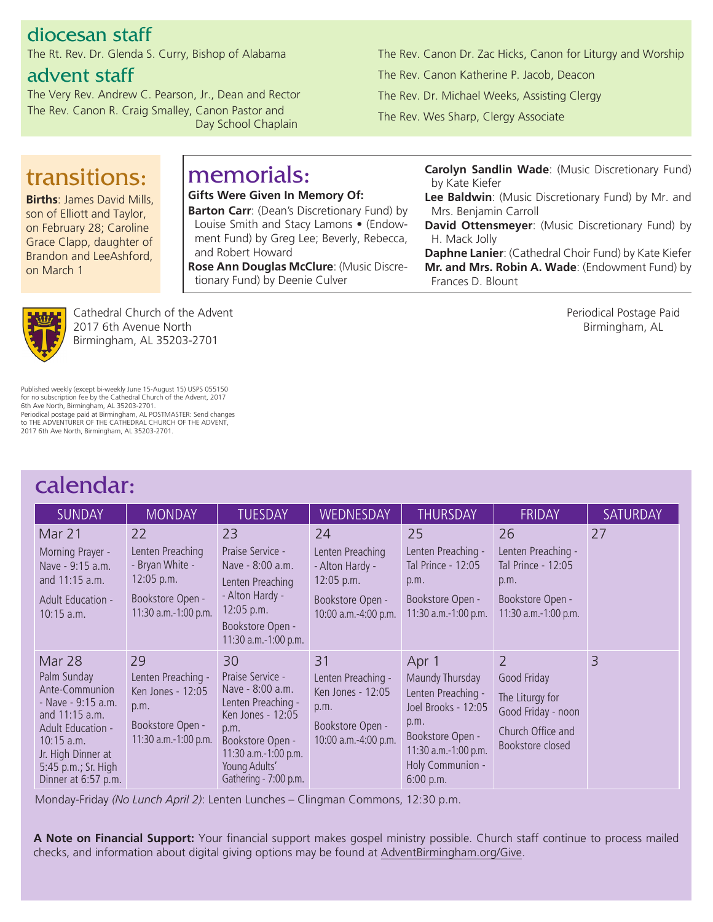## diocesan staff

The Rt. Rev. Dr. Glenda S. Curry, Bishop of Alabama

## advent staff

The Very Rev. Andrew C. Pearson, Jr., Dean and Rector

The Rev. Canon R. Craig Smalley, Canon Pastor and Day School Chaplain

The Rev. Canon Dr. Zac Hicks, Canon for Liturgy and Worship

The Rev. Canon Katherine P. Jacob, Deacon

The Rev. Dr. Michael Weeks, Assisting Clergy

The Rev. Wes Sharp, Clergy Associate

## transitions:

**Births**: James David Mills, son of Elliott and Taylor, on February 28; Caroline Grace Clapp, daughter of Brandon and LeeAshford, on March 1

## memorials:

**Gifts Were Given In Memory Of:**

**Barton Carr**: (Dean's Discretionary Fund) by Louise Smith and Stacy Lamons • (Endowment Fund) by Greg Lee; Beverly, Rebecca, and Robert Howard

**Rose Ann Douglas McClure**: (Music Discretionary Fund) by Deenie Culver

**Carolyn Sandlin Wade**: (Music Discretionary Fund) by Kate Kiefer

**Lee Baldwin**: (Music Discretionary Fund) by Mr. and Mrs. Benjamin Carroll

**David Ottensmeyer**: (Music Discretionary Fund) by H. Mack Jolly

**Daphne Lanier**: (Cathedral Choir Fund) by Kate Kiefer

**Mr. and Mrs. Robin A. Wade**: (Endowment Fund) by Frances D. Blount

Cathedral Church of the Advent
2017 6th Avenue North
Birmingham, AL 35203-2701

Periodical Postage Paid
Birmingham, AL

Published weekly (except bi-weekly June 15-August 15) USPS 055150 for no subscription fee by the Cathedral Church of the Advent, 2017 6th Ave North, Birmingham, AL 35203-2701.
Periodical postage paid at Birmingham, AL POSTMASTER: Send changes to THE ADVENTURER OF THE CATHEDRAL CHURCH OF THE ADVENT, 2017 6th Ave North, Birmingham, AL 35203-2701.

## calendar:

| SUNDAY | MONDAY | TUESDAY | WEDNESDAY | THURSDAY | FRIDAY | SATURDAY |
|---|---|---|---|---|---|---|
| Mar 21<br>Morning Prayer - Nave - 9:15 a.m. and 11:15 a.m.<br>Adult Education - 10:15 a.m. | 22<br>Lenten Preaching - Bryan White - 12:05 p.m.<br>Bookstore Open - 11:30 a.m.-1:00 p.m. | 23<br>Praise Service - Nave - 8:00 a.m.<br>Lenten Preaching - Alton Hardy - 12:05 p.m.<br>Bookstore Open - 11:30 a.m.-1:00 p.m. | 24<br>Lenten Preaching - Alton Hardy - 12:05 p.m.<br>Bookstore Open - 10:00 a.m.-4:00 p.m. | 25<br>Lenten Preaching - Tal Prince - 12:05 p.m.<br>Bookstore Open - 11:30 a.m.-1:00 p.m. | 26<br>Lenten Preaching - Tal Prince - 12:05 p.m.<br>Bookstore Open - 11:30 a.m.-1:00 p.m. | 27 |
| Mar 28<br>Palm Sunday<br>Ante-Communion - Nave - 9:15 a.m. and 11:15 a.m.<br>Adult Education - 10:15 a.m.<br>Jr. High Dinner at 5:45 p.m.; Sr. High Dinner at 6:57 p.m. | 29<br>Lenten Preaching - Ken Jones - 12:05 p.m.<br>Bookstore Open - 11:30 a.m.-1:00 p.m. | 30<br>Praise Service - Nave - 8:00 a.m.<br>Lenten Preaching - Ken Jones - 12:05 p.m.<br>Bookstore Open - 11:30 a.m.-1:00 p.m.<br>Young Adults' Gathering - 7:00 p.m. | 31<br>Lenten Preaching - Ken Jones - 12:05 p.m.<br>Bookstore Open - 10:00 a.m.-4:00 p.m. | Apr 1<br>Maundy Thursday<br>Lenten Preaching - Joel Brooks - 12:05 p.m.<br>Bookstore Open - 11:30 a.m.-1:00 p.m.<br>Holy Communion - 6:00 p.m. | 2<br>Good Friday<br>The Liturgy for Good Friday - noon<br>Church Office and Bookstore closed | 3 |

Monday-Friday *(No Lunch April 2)*: Lenten Lunches – Clingman Commons, 12:30 p.m.

**A Note on Financial Support:** Your financial support makes gospel ministry possible. Church staff continue to process mailed checks, and information about digital giving options may be found at AdventBirmingham.org/Give.